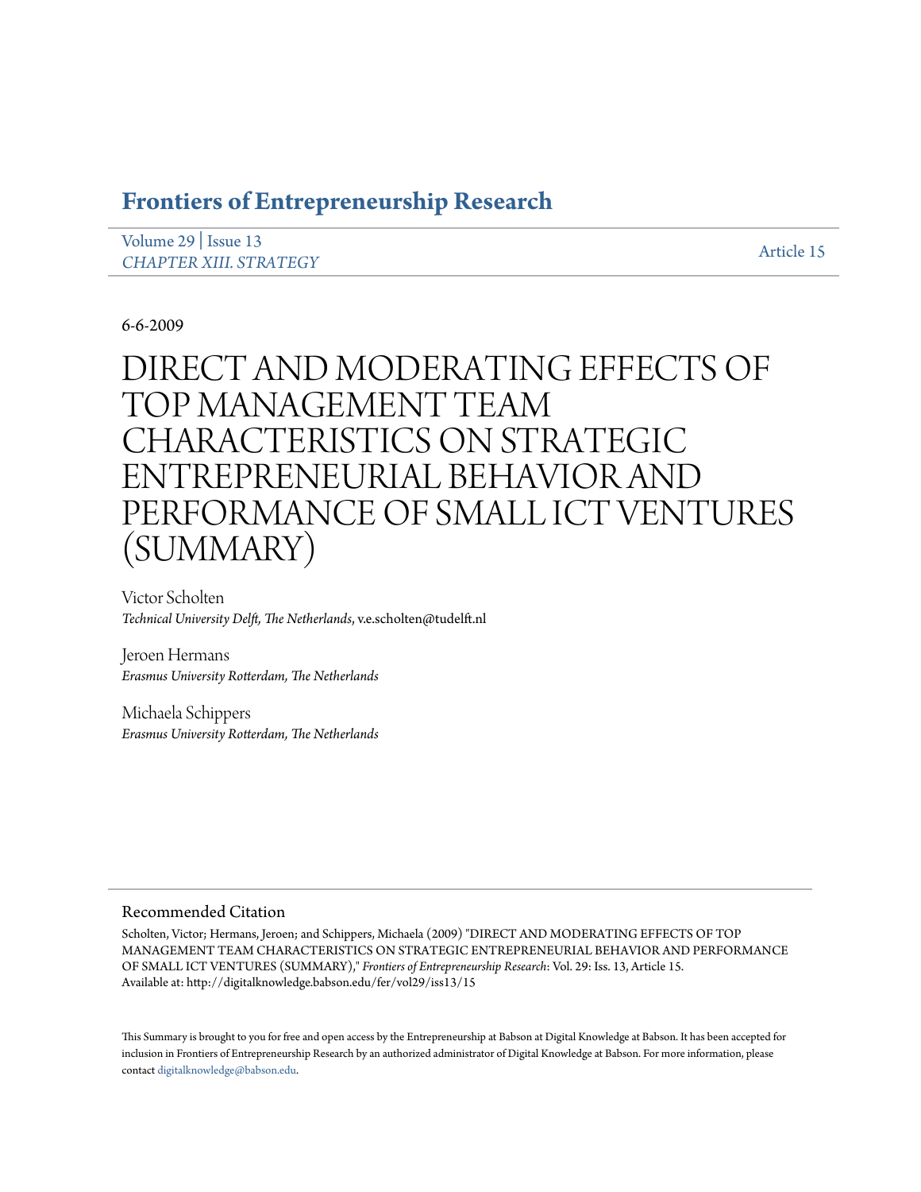# Frontiers of Entrepreneurship Research

Volume 29 | Issue 13
*CHAPTER XIII. STRATEGY*

Article 15

6-6-2009

# DIRECT AND MODERATING EFFECTS OF TOP MANAGEMENT TEAM CHARACTERISTICS ON STRATEGIC ENTREPRENEURIAL BEHAVIOR AND PERFORMANCE OF SMALL ICT VENTURES (SUMMARY)

Victor Scholten
*Technical University Delft, The Netherlands*, v.e.scholten@tudelft.nl

Jeroen Hermans
*Erasmus University Rotterdam, The Netherlands*

Michaela Schippers
*Erasmus University Rotterdam, The Netherlands*

## Recommended Citation

Scholten, Victor; Hermans, Jeroen; and Schippers, Michaela (2009) "DIRECT AND MODERATING EFFECTS OF TOP MANAGEMENT TEAM CHARACTERISTICS ON STRATEGIC ENTREPRENEURIAL BEHAVIOR AND PERFORMANCE OF SMALL ICT VENTURES (SUMMARY)," *Frontiers of Entrepreneurship Research*: Vol. 29: Iss. 13, Article 15.
Available at: http://digitalknowledge.babson.edu/fer/vol29/iss13/15

This Summary is brought to you for free and open access by the Entrepreneurship at Babson at Digital Knowledge at Babson. It has been accepted for inclusion in Frontiers of Entrepreneurship Research by an authorized administrator of Digital Knowledge at Babson. For more information, please contact digitalknowledge@babson.edu.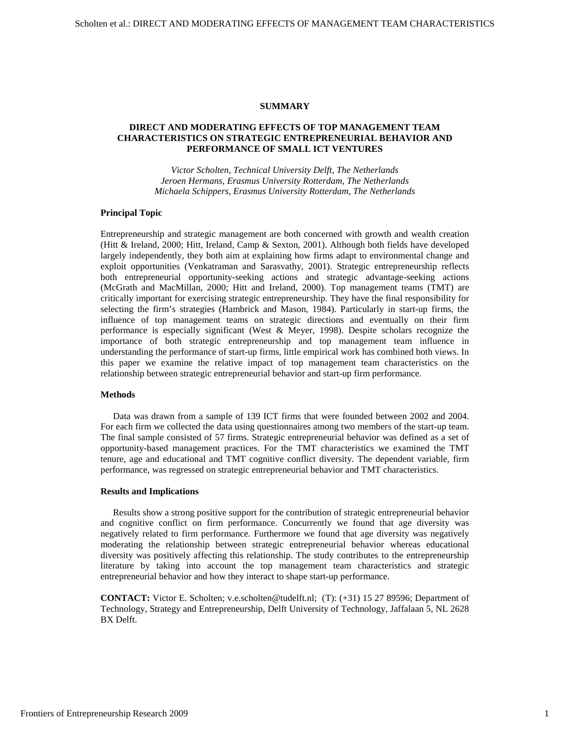## SUMMARY

## DIRECT AND MODERATING EFFECTS OF TOP MANAGEMENT TEAM CHARACTERISTICS ON STRATEGIC ENTREPRENEURIAL BEHAVIOR AND PERFORMANCE OF SMALL ICT VENTURES

*Victor Scholten, Technical University Delft, The Netherlands*
*Jeroen Hermans, Erasmus University Rotterdam, The Netherlands*
*Michaela Schippers, Erasmus University Rotterdam, The Netherlands*

### Principal Topic

Entrepreneurship and strategic management are both concerned with growth and wealth creation (Hitt & Ireland, 2000; Hitt, Ireland, Camp & Sexton, 2001). Although both fields have developed largely independently, they both aim at explaining how firms adapt to environmental change and exploit opportunities (Venkatraman and Sarasvathy, 2001). Strategic entrepreneurship reflects both entrepreneurial opportunity-seeking actions and strategic advantage-seeking actions (McGrath and MacMillan, 2000; Hitt and Ireland, 2000). Top management teams (TMT) are critically important for exercising strategic entrepreneurship. They have the final responsibility for selecting the firm's strategies (Hambrick and Mason, 1984). Particularly in start-up firms, the influence of top management teams on strategic directions and eventually on their firm performance is especially significant (West & Meyer, 1998). Despite scholars recognize the importance of both strategic entrepreneurship and top management team influence in understanding the performance of start-up firms, little empirical work has combined both views. In this paper we examine the relative impact of top management team characteristics on the relationship between strategic entrepreneurial behavior and start-up firm performance.

### Methods

Data was drawn from a sample of 139 ICT firms that were founded between 2002 and 2004. For each firm we collected the data using questionnaires among two members of the start-up team. The final sample consisted of 57 firms. Strategic entrepreneurial behavior was defined as a set of opportunity-based management practices. For the TMT characteristics we examined the TMT tenure, age and educational and TMT cognitive conflict diversity. The dependent variable, firm performance, was regressed on strategic entrepreneurial behavior and TMT characteristics.

### Results and Implications

Results show a strong positive support for the contribution of strategic entrepreneurial behavior and cognitive conflict on firm performance. Concurrently we found that age diversity was negatively related to firm performance. Furthermore we found that age diversity was negatively moderating the relationship between strategic entrepreneurial behavior whereas educational diversity was positively affecting this relationship. The study contributes to the entrepreneurship literature by taking into account the top management team characteristics and strategic entrepreneurial behavior and how they interact to shape start-up performance.

**CONTACT:** Victor E. Scholten; v.e.scholten@tudelft.nl; (T): (+31) 15 27 89596; Department of Technology, Strategy and Entrepreneurship, Delft University of Technology, Jaffalaan 5, NL 2628 BX Delft.